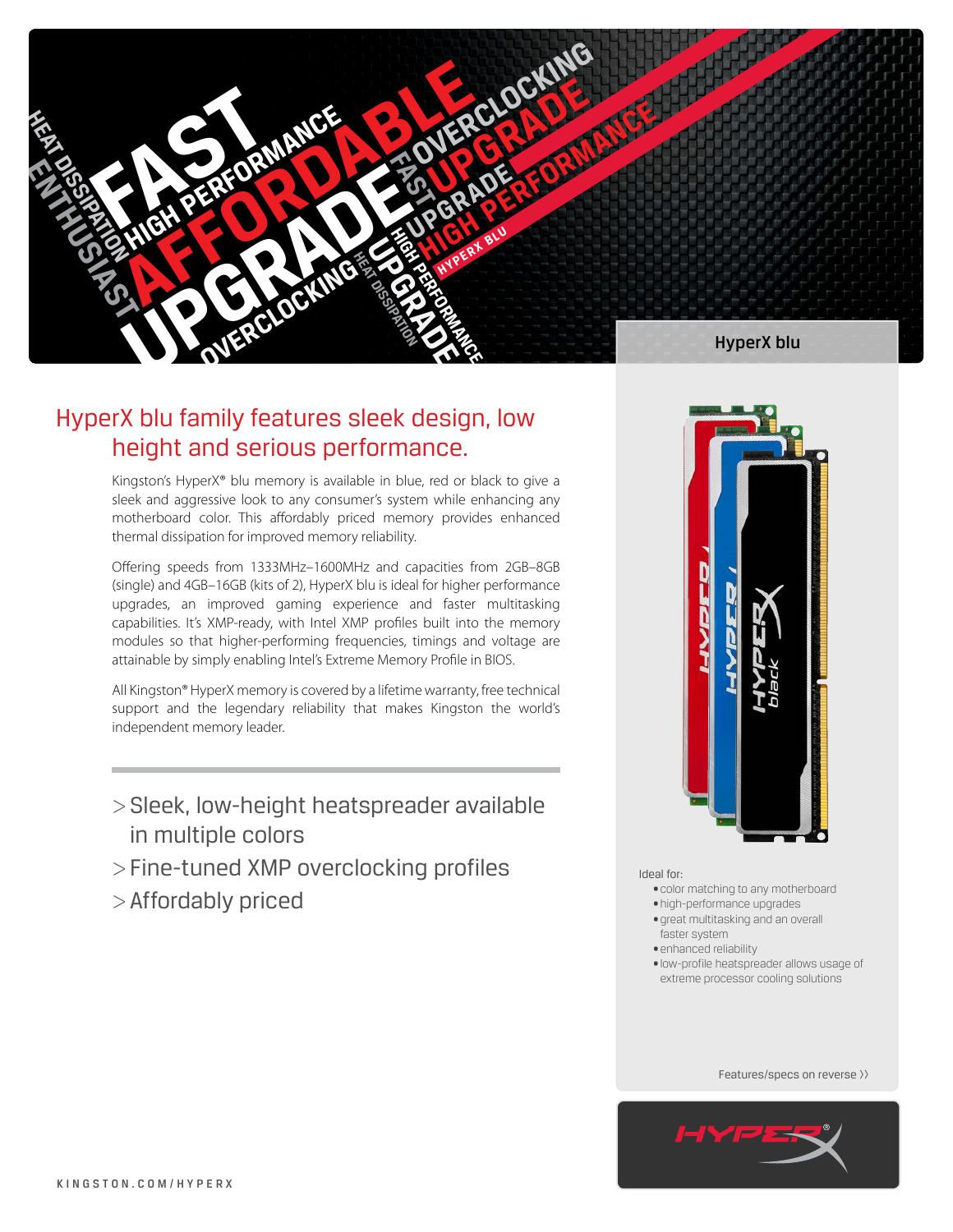## HyperX blu

# HyperX blu family features sleek design, low height and serious performance.

Kingston's HyperX® blu memory is available in blue, red or black to give a sleek and aggressive look to any consumer's system while enhancing any motherboard color. This affordably priced memory provides enhanced thermal dissipation for improved memory reliability.

Offering speeds from 1333MHz–1600MHz and capacities from 2GB–8GB (single) and 4GB–16GB (kits of 2), HyperX blu is ideal for higher performance upgrades, an improved gaming experience and faster multitasking capabilities. It's XMP-ready, with Intel XMP profiles built into the memory modules so that higher-performing frequencies, timings and voltage are attainable by simply enabling Intel's Extreme Memory Profile in BIOS.

All Kingston® HyperX memory is covered by a lifetime warranty, free technical support and the legendary reliability that makes Kingston the world's independent memory leader.

> Sleek, low-height heatspreader available in multiple colors

> Fine-tuned XMP overclocking profiles

> Affordably priced

Ideal for:

- color matching to any motherboard
- high-performance upgrades
- great multitasking and an overall faster system
- enhanced reliability
- low-profile heatspreader allows usage of extreme processor cooling solutions

Features/specs on reverse ››

KINGSTON.COM/HYPERX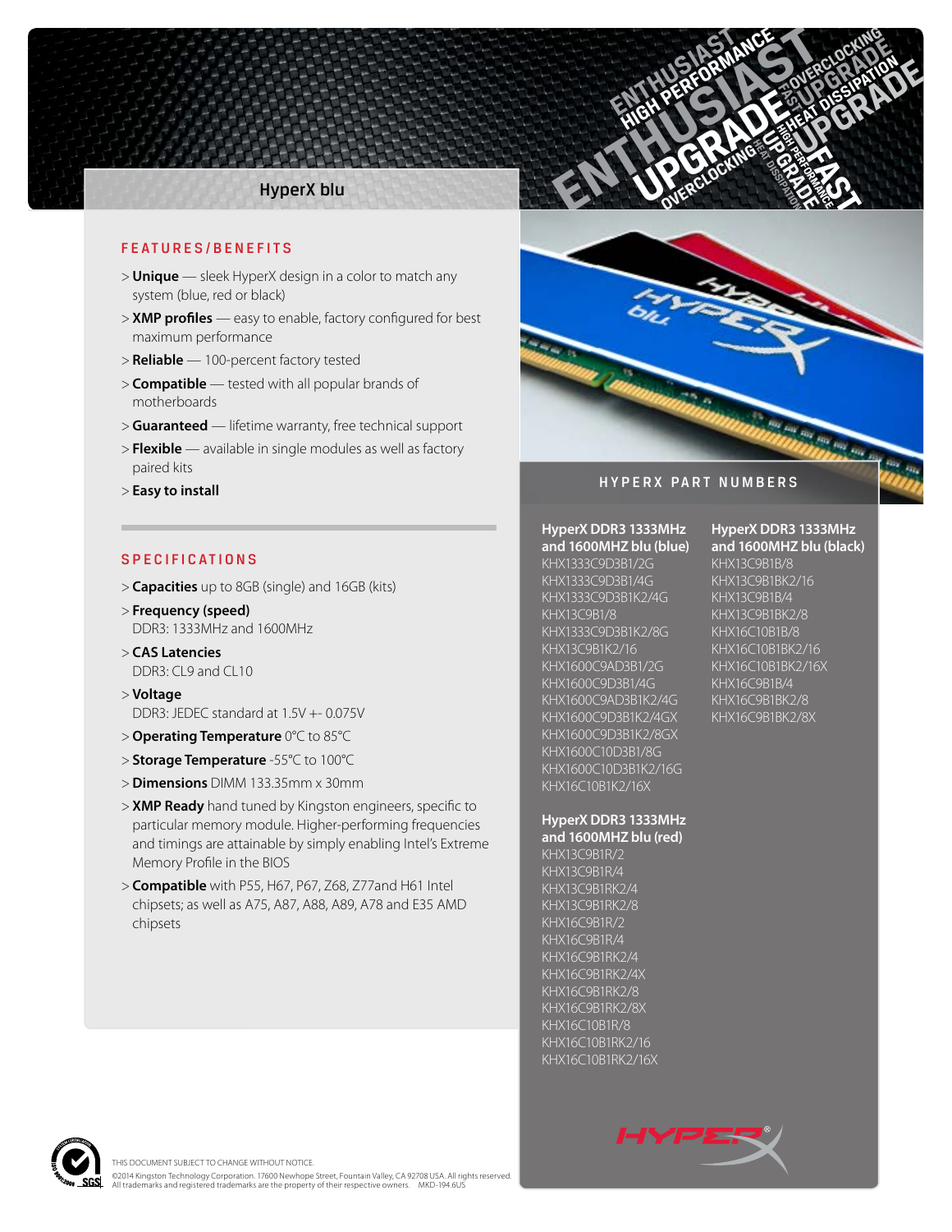## HyperX blu

### FEATURES/BENEFITS

- > **Unique** — sleek HyperX design in a color to match any system (blue, red or black)
- > **XMP profiles** — easy to enable, factory configured for best maximum performance
- > **Reliable** — 100-percent factory tested
- > **Compatible** — tested with all popular brands of motherboards
- > **Guaranteed** — lifetime warranty, free technical support
- > **Flexible** — available in single modules as well as factory paired kits
- > **Easy to install**

### SPECIFICATIONS

- > **Capacities** up to 8GB (single) and 16GB (kits)
- > **Frequency (speed)**
  DDR3: 1333MHz and 1600MHz
- > **CAS Latencies**
  DDR3: CL9 and CL10
- > **Voltage**
  DDR3: JEDEC standard at 1.5V +- 0.075V
- > **Operating Temperature** 0°C to 85°C
- > **Storage Temperature** -55°C to 100°C
- > **Dimensions** DIMM 133.35mm x 30mm
- > **XMP Ready** hand tuned by Kingston engineers, specific to particular memory module. Higher-performing frequencies and timings are attainable by simply enabling Intel's Extreme Memory Profile in the BIOS
- > **Compatible** with P55, H67, P67, Z68, Z77and H61 Intel chipsets; as well as A75, A87, A88, A89, A78 and E35 AMD chipsets

### HYPERX PART NUMBERS

**HyperX DDR3 1333MHz and 1600MHZ blu (blue)**

KHX1333C9D3B1/2G
KHX1333C9D3B1/4G
KHX1333C9D3B1K2/4G
KHX13C9B1/8
KHX1333C9D3B1K2/8G
KHX13C9B1K2/16
KHX1600C9AD3B1/2G
KHX1600C9D3B1/4G
KHX1600C9AD3B1K2/4G
KHX1600C9D3B1K2/4GX
KHX1600C9D3B1K2/8GX
KHX1600C10D3B1/8G
KHX1600C10D3B1K2/16G
KHX16C10B1K2/16X

**HyperX DDR3 1333MHz and 1600MHZ blu (red)**

KHX13C9B1R/2
KHX13C9B1R/4
KHX13C9B1RK2/4
KHX13C9B1RK2/8
KHX16C9B1R/2
KHX16C9B1R/4
KHX16C9B1RK2/4
KHX16C9B1RK2/4X
KHX16C9B1RK2/8
KHX16C9B1RK2/8X
KHX16C10B1R/8
KHX16C10B1RK2/16
KHX16C10B1RK2/16X

**HyperX DDR3 1333MHz and 1600MHZ blu (black)**

KHX13C9B1B/8
KHX13C9B1BK2/16
KHX13C9B1B/4
KHX13C9B1BK2/8
KHX16C10B1B/8
KHX16C10B1BK2/16
KHX16C10B1BK2/16X
KHX16C9B1B/4
KHX16C9B1BK2/8
KHX16C9B1BK2/8X

THIS DOCUMENT SUBJECT TO CHANGE WITHOUT NOTICE.
©2014 Kingston Technology Corporation. 17600 Newhope Street, Fountain Valley, CA 92708 USA. All rights reserved.
All trademarks and registered trademarks are the property of their respective owners. MKD-194.6US